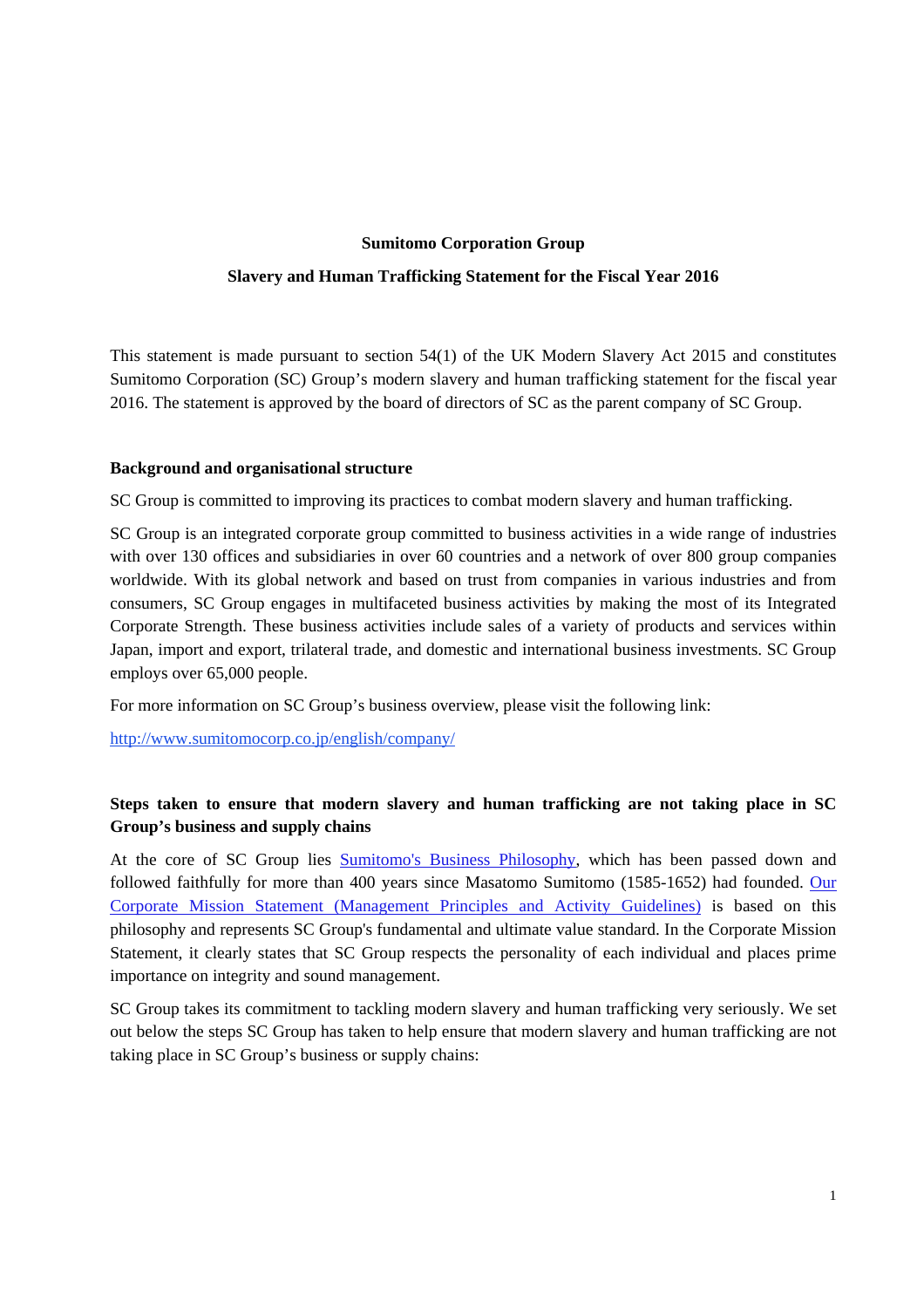**Sumitomo Corporation Group**

**Slavery and Human Trafficking Statement for the Fiscal Year 2016**

This statement is made pursuant to section 54(1) of the UK Modern Slavery Act 2015 and constitutes Sumitomo Corporation (SC) Group's modern slavery and human trafficking statement for the fiscal year 2016. The statement is approved by the board of directors of SC as the parent company of SC Group.

## Background and organisational structure

SC Group is committed to improving its practices to combat modern slavery and human trafficking.

SC Group is an integrated corporate group committed to business activities in a wide range of industries with over 130 offices and subsidiaries in over 60 countries and a network of over 800 group companies worldwide. With its global network and based on trust from companies in various industries and from consumers, SC Group engages in multifaceted business activities by making the most of its Integrated Corporate Strength. These business activities include sales of a variety of products and services within Japan, import and export, trilateral trade, and domestic and international business investments. SC Group employs over 65,000 people.

For more information on SC Group's business overview, please visit the following link:

http://www.sumitomocorp.co.jp/english/company/

## Steps taken to ensure that modern slavery and human trafficking are not taking place in SC Group's business and supply chains

At the core of SC Group lies Sumitomo's Business Philosophy, which has been passed down and followed faithfully for more than 400 years since Masatomo Sumitomo (1585-1652) had founded. Our Corporate Mission Statement (Management Principles and Activity Guidelines) is based on this philosophy and represents SC Group's fundamental and ultimate value standard. In the Corporate Mission Statement, it clearly states that SC Group respects the personality of each individual and places prime importance on integrity and sound management.

SC Group takes its commitment to tackling modern slavery and human trafficking very seriously. We set out below the steps SC Group has taken to help ensure that modern slavery and human trafficking are not taking place in SC Group's business or supply chains: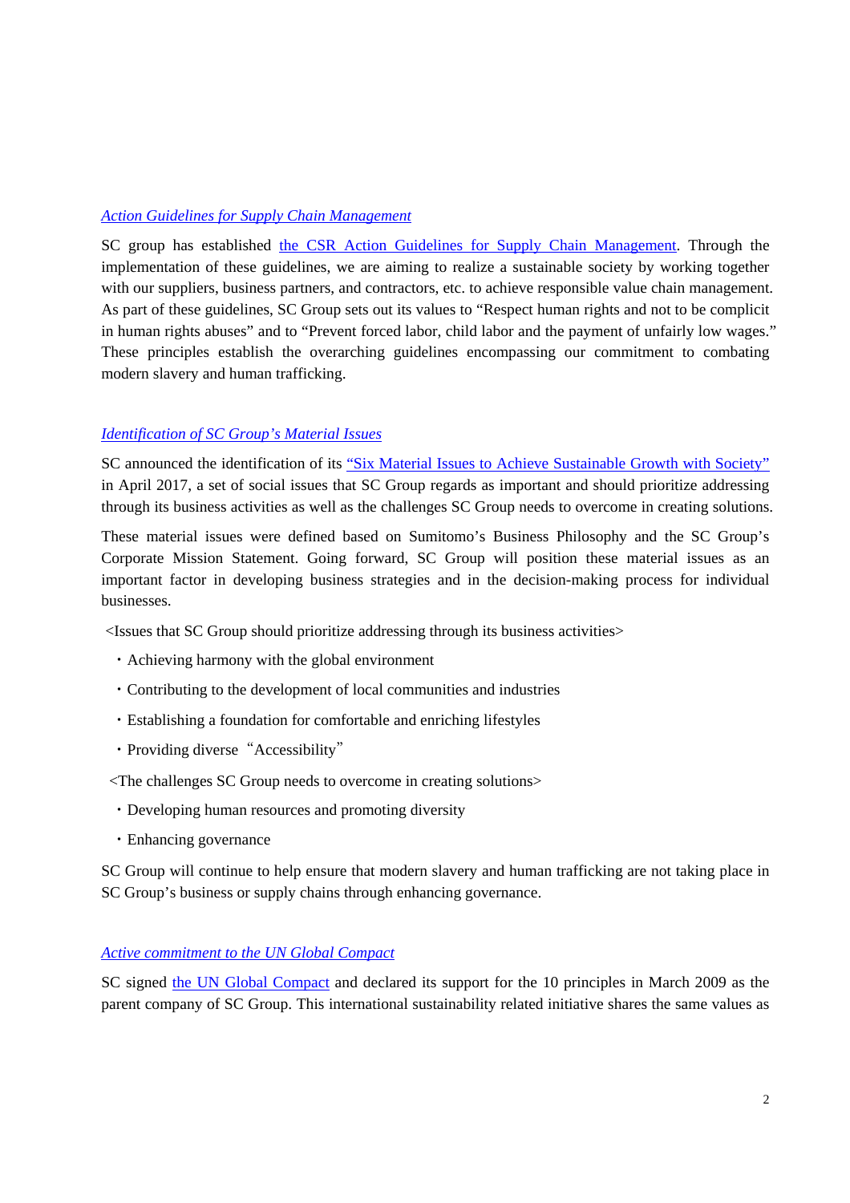### *Action Guidelines for Supply Chain Management*

SC group has established the CSR Action Guidelines for Supply Chain Management. Through the implementation of these guidelines, we are aiming to realize a sustainable society by working together with our suppliers, business partners, and contractors, etc. to achieve responsible value chain management. As part of these guidelines, SC Group sets out its values to "Respect human rights and not to be complicit in human rights abuses" and to "Prevent forced labor, child labor and the payment of unfairly low wages." These principles establish the overarching guidelines encompassing our commitment to combating modern slavery and human trafficking.

### *Identification of SC Group's Material Issues*

SC announced the identification of its "Six Material Issues to Achieve Sustainable Growth with Society" in April 2017, a set of social issues that SC Group regards as important and should prioritize addressing through its business activities as well as the challenges SC Group needs to overcome in creating solutions.

These material issues were defined based on Sumitomo's Business Philosophy and the SC Group's Corporate Mission Statement. Going forward, SC Group will position these material issues as an important factor in developing business strategies and in the decision-making process for individual businesses.

<Issues that SC Group should prioritize addressing through its business activities>

- Achieving harmony with the global environment
- Contributing to the development of local communities and industries
- Establishing a foundation for comfortable and enriching lifestyles
- Providing diverse "Accessibility"

<The challenges SC Group needs to overcome in creating solutions>

- Developing human resources and promoting diversity
- Enhancing governance

SC Group will continue to help ensure that modern slavery and human trafficking are not taking place in SC Group's business or supply chains through enhancing governance.

### *Active commitment to the UN Global Compact*

SC signed the UN Global Compact and declared its support for the 10 principles in March 2009 as the parent company of SC Group. This international sustainability related initiative shares the same values as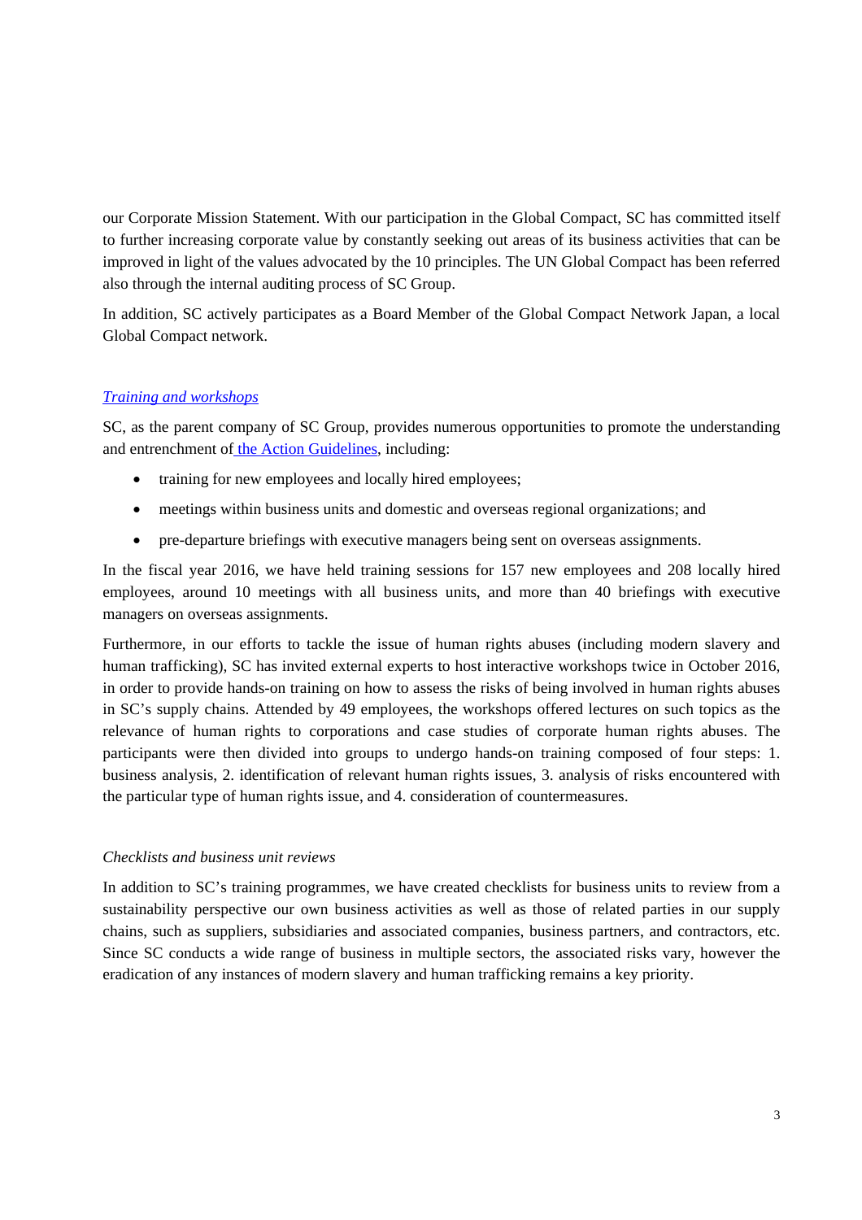our Corporate Mission Statement. With our participation in the Global Compact, SC has committed itself to further increasing corporate value by constantly seeking out areas of its business activities that can be improved in light of the values advocated by the 10 principles. The UN Global Compact has been referred also through the internal auditing process of SC Group.

In addition, SC actively participates as a Board Member of the Global Compact Network Japan, a local Global Compact network.

*Training and workshops*

SC, as the parent company of SC Group, provides numerous opportunities to promote the understanding and entrenchment of the Action Guidelines, including:

- training for new employees and locally hired employees;
- meetings within business units and domestic and overseas regional organizations; and
- pre-departure briefings with executive managers being sent on overseas assignments.

In the fiscal year 2016, we have held training sessions for 157 new employees and 208 locally hired employees, around 10 meetings with all business units, and more than 40 briefings with executive managers on overseas assignments.

Furthermore, in our efforts to tackle the issue of human rights abuses (including modern slavery and human trafficking), SC has invited external experts to host interactive workshops twice in October 2016, in order to provide hands-on training on how to assess the risks of being involved in human rights abuses in SC's supply chains. Attended by 49 employees, the workshops offered lectures on such topics as the relevance of human rights to corporations and case studies of corporate human rights abuses. The participants were then divided into groups to undergo hands-on training composed of four steps: 1. business analysis, 2. identification of relevant human rights issues, 3. analysis of risks encountered with the particular type of human rights issue, and 4. consideration of countermeasures.

*Checklists and business unit reviews*

In addition to SC's training programmes, we have created checklists for business units to review from a sustainability perspective our own business activities as well as those of related parties in our supply chains, such as suppliers, subsidiaries and associated companies, business partners, and contractors, etc. Since SC conducts a wide range of business in multiple sectors, the associated risks vary, however the eradication of any instances of modern slavery and human trafficking remains a key priority.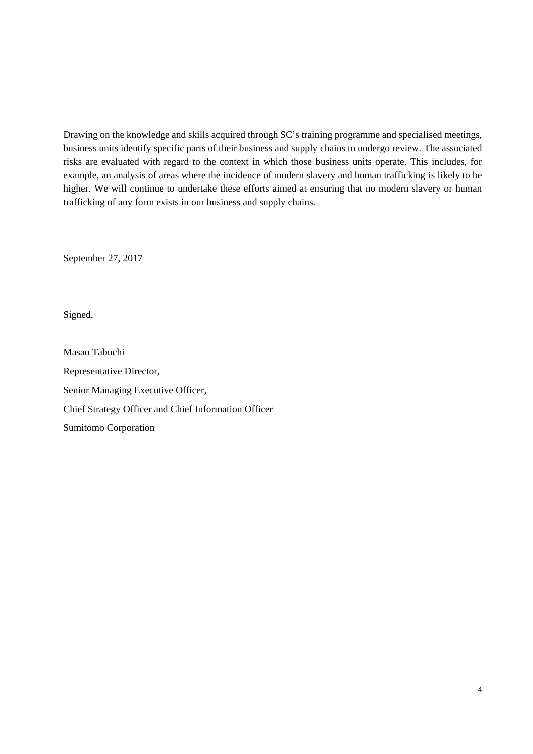Drawing on the knowledge and skills acquired through SC's training programme and specialised meetings, business units identify specific parts of their business and supply chains to undergo review. The associated risks are evaluated with regard to the context in which those business units operate. This includes, for example, an analysis of areas where the incidence of modern slavery and human trafficking is likely to be higher. We will continue to undertake these efforts aimed at ensuring that no modern slavery or human trafficking of any form exists in our business and supply chains.

September 27, 2017

Signed.

Masao Tabuchi

Representative Director,

Senior Managing Executive Officer,

Chief Strategy Officer and Chief Information Officer

Sumitomo Corporation